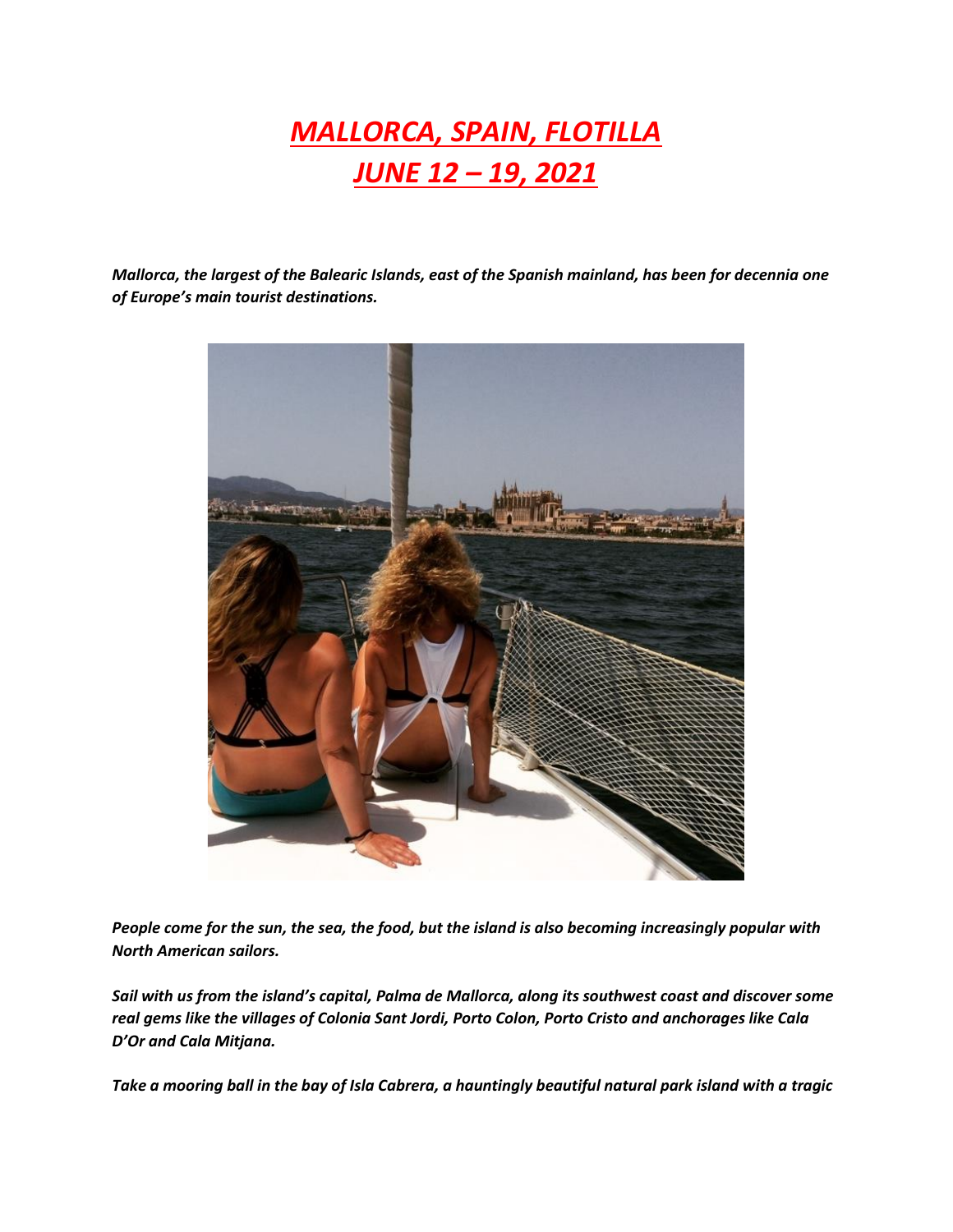# ***MALLORCA, SPAIN, FLOTILLA***
# ***JUNE 12 – 19, 2021***

***Mallorca, the largest of the Balearic Islands, east of the Spanish mainland, has been for decennia one of Europe's main tourist destinations.***

***People come for the sun, the sea, the food, but the island is also becoming increasingly popular with North American sailors.***

***Sail with us from the island's capital, Palma de Mallorca, along its southwest coast and discover some real gems like the villages of Colonia Sant Jordi, Porto Colon, Porto Cristo and anchorages like Cala D'Or and Cala Mitjana.***

***Take a mooring ball in the bay of Isla Cabrera, a hauntingly beautiful natural park island with a tragic***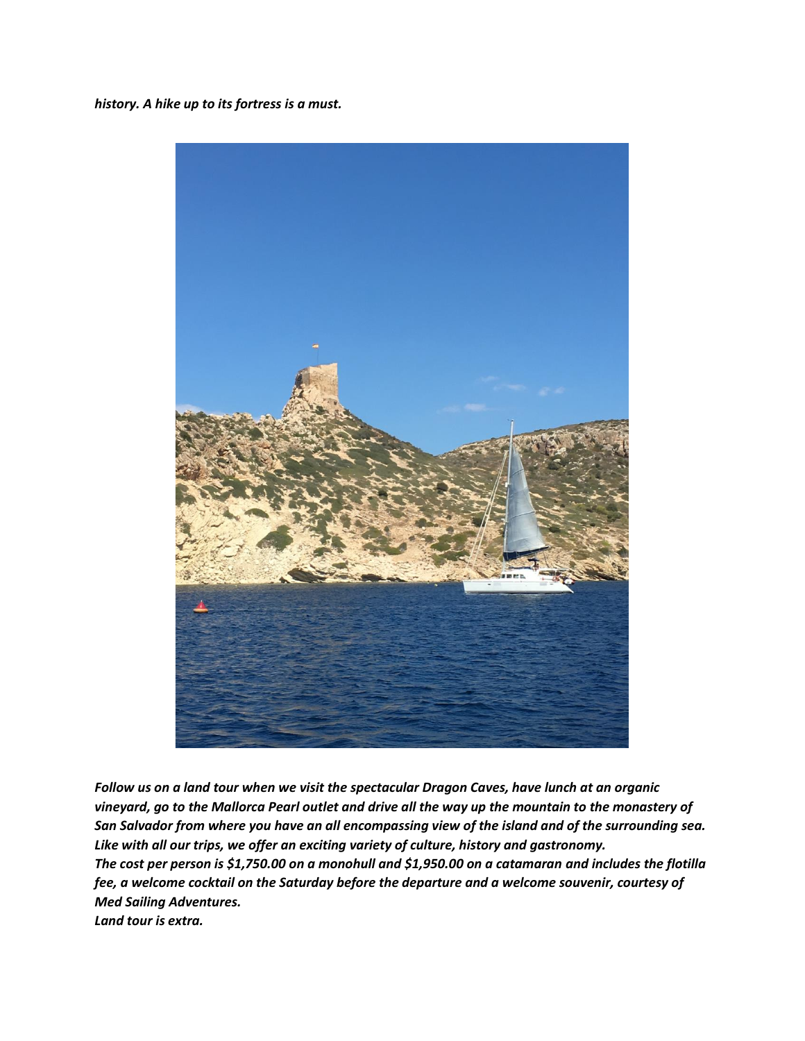*history. A hike up to its fortress is a must.*

*Follow us on a land tour when we visit the spectacular Dragon Caves, have lunch at an organic vineyard, go to the Mallorca Pearl outlet and drive all the way up the mountain to the monastery of San Salvador from where you have an all encompassing view of the island and of the surrounding sea. Like with all our trips, we offer an exciting variety of culture, history and gastronomy.*
*The cost per person is $1,750.00 on a monohull and $1,950.00 on a catamaran and includes the flotilla fee, a welcome cocktail on the Saturday before the departure and a welcome souvenir, courtesy of Med Sailing Adventures.*
*Land tour is extra.*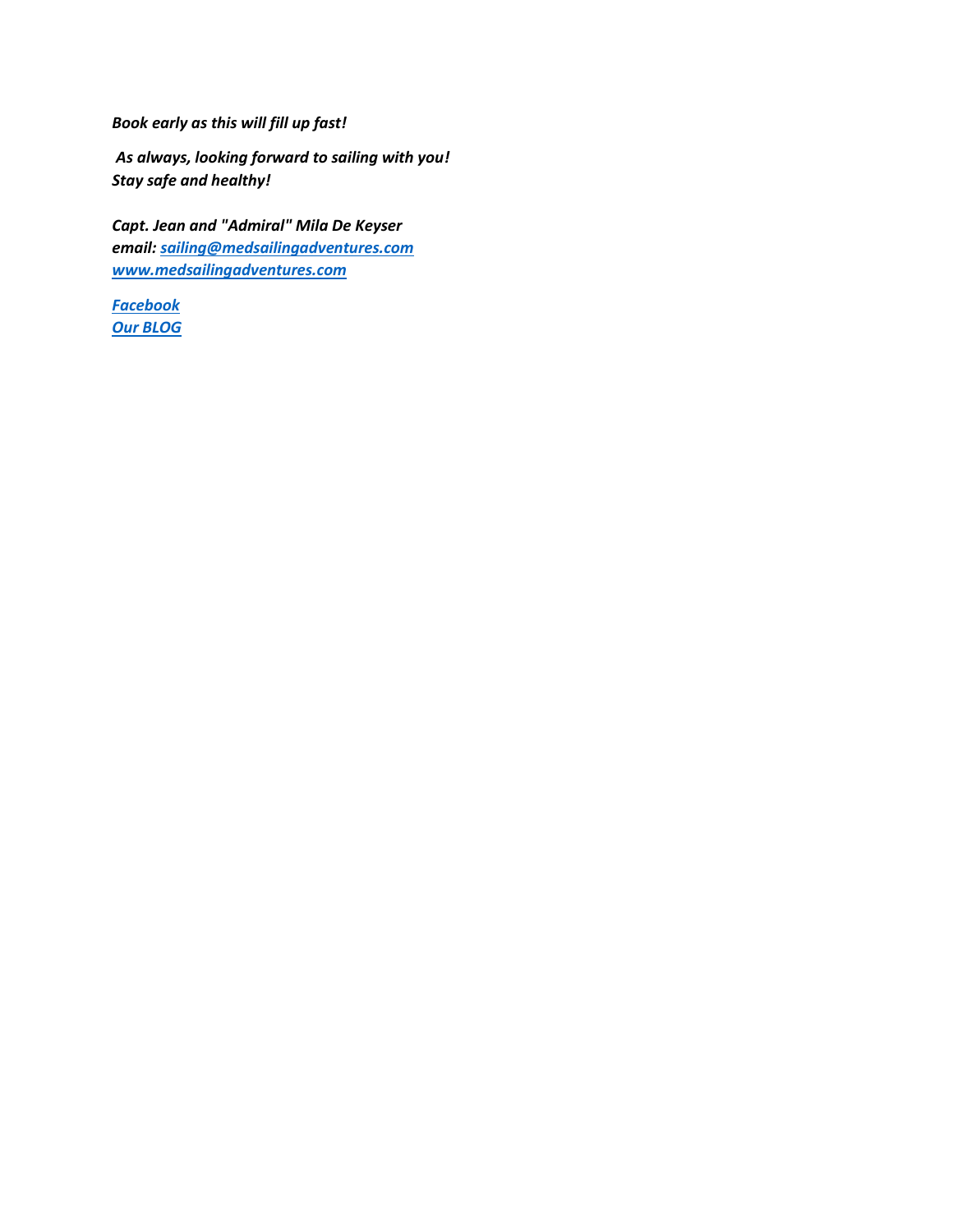***Book early as this will fill up fast!***

***As always, looking forward to sailing with you!***
***Stay safe and healthy!***

***Capt. Jean and "Admiral" Mila De Keyser***
***email: sailing@medsailingadventures.com***
***www.medsailingadventures.com***

***Facebook***
***Our BLOG***